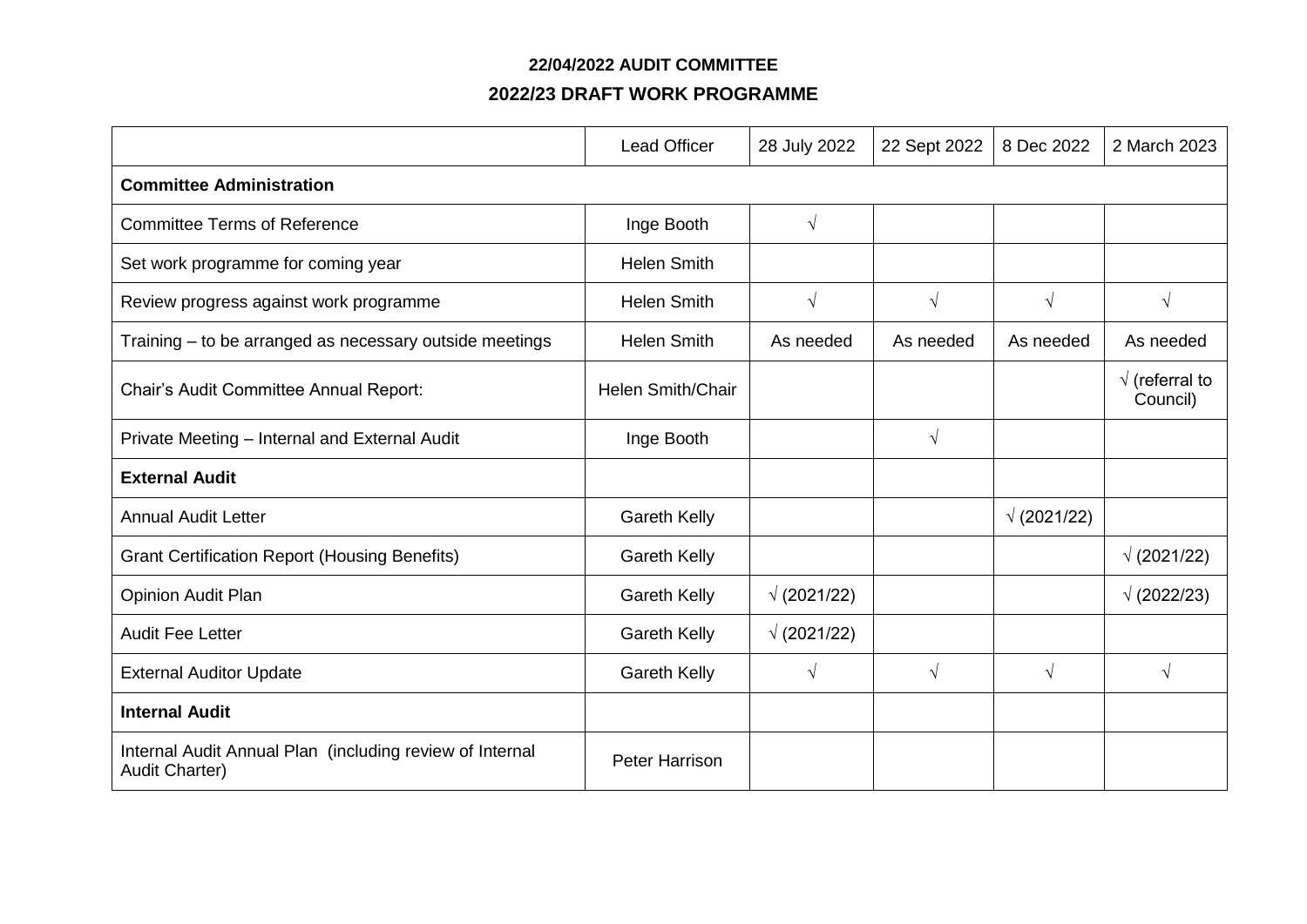**22/04/2022 AUDIT COMMITTEE**

**2022/23 DRAFT WORK PROGRAMME**

| | Lead Officer | 28 July 2022 | 22 Sept 2022 | 8 Dec 2022 | 2 March 2023 |
|---|---|---|---|---|---|
| **Committee Administration** | | | | | |
| Committee Terms of Reference | Inge Booth | √ | | | |
| Set work programme for coming year | Helen Smith | | | | |
| Review progress against work programme | Helen Smith | √ | √ | √ | √ |
| Training – to be arranged as necessary outside meetings | Helen Smith | As needed | As needed | As needed | As needed |
| Chair's Audit Committee Annual Report: | Helen Smith/Chair | | | | √ (referral to Council) |
| Private Meeting – Internal and External Audit | Inge Booth | | √ | | |
| **External Audit** | | | | | |
| Annual Audit Letter | Gareth Kelly | | | √ (2021/22) | |
| Grant Certification Report (Housing Benefits) | Gareth Kelly | | | | √ (2021/22) |
| Opinion Audit Plan | Gareth Kelly | √ (2021/22) | | | √ (2022/23) |
| Audit Fee Letter | Gareth Kelly | √ (2021/22) | | | |
| External Auditor Update | Gareth Kelly | √ | √ | √ | √ |
| **Internal Audit** | | | | | |
| Internal Audit Annual Plan (including review of Internal Audit Charter) | Peter Harrison | | | | |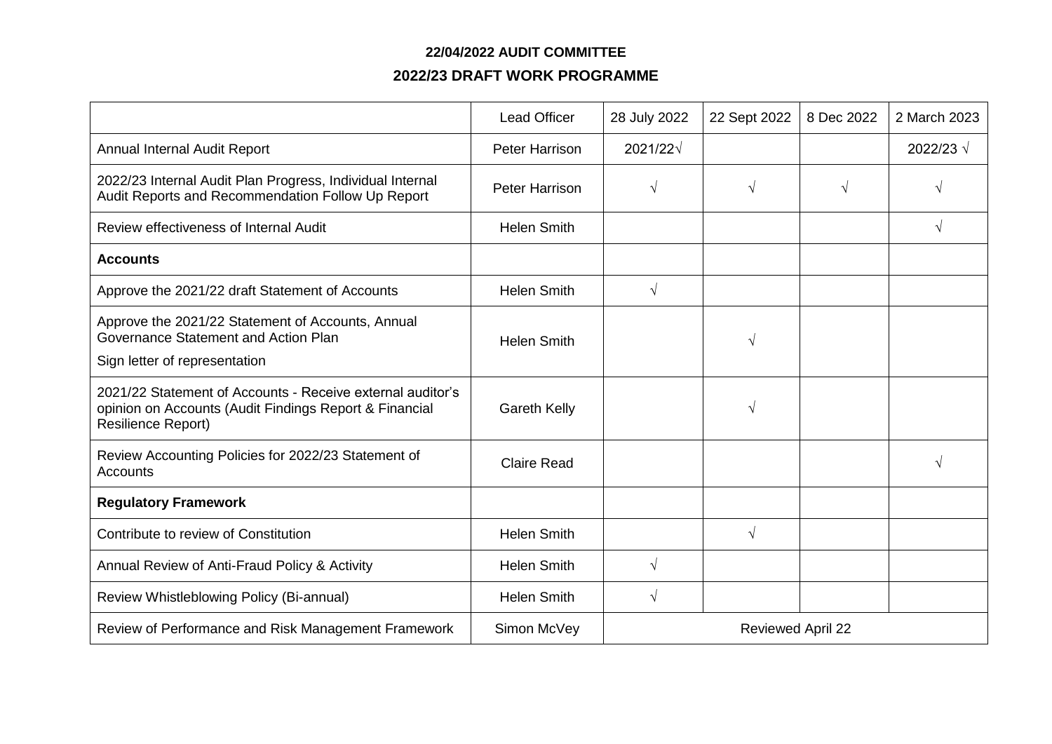**22/04/2022 AUDIT COMMITTEE**

**2022/23 DRAFT WORK PROGRAMME**

| | Lead Officer | 28 July 2022 | 22 Sept 2022 | 8 Dec 2022 | 2 March 2023 |
|---|---|---|---|---|---|
| Annual Internal Audit Report | Peter Harrison | 2021/22√ | | | 2022/23 √ |
| 2022/23 Internal Audit Plan Progress, Individual Internal Audit Reports and Recommendation Follow Up Report | Peter Harrison | √ | √ | √ | √ |
| Review effectiveness of Internal Audit | Helen Smith | | | | √ |
| **Accounts** | | | | | |
| Approve the 2021/22 draft Statement of Accounts | Helen Smith | √ | | | |
| Approve the 2021/22 Statement of Accounts, Annual Governance Statement and Action Plan<br>Sign letter of representation | Helen Smith | | √ | | |
| 2021/22 Statement of Accounts - Receive external auditor's opinion on Accounts (Audit Findings Report & Financial Resilience Report) | Gareth Kelly | | √ | | |
| Review Accounting Policies for 2022/23 Statement of Accounts | Claire Read | | | | √ |
| **Regulatory Framework** | | | | | |
| Contribute to review of Constitution | Helen Smith | | √ | | |
| Annual Review of Anti-Fraud Policy & Activity | Helen Smith | √ | | | |
| Review Whistleblowing Policy (Bi-annual) | Helen Smith | √ | | | |
| Review of Performance and Risk Management Framework | Simon McVey | Reviewed April 22 | | | |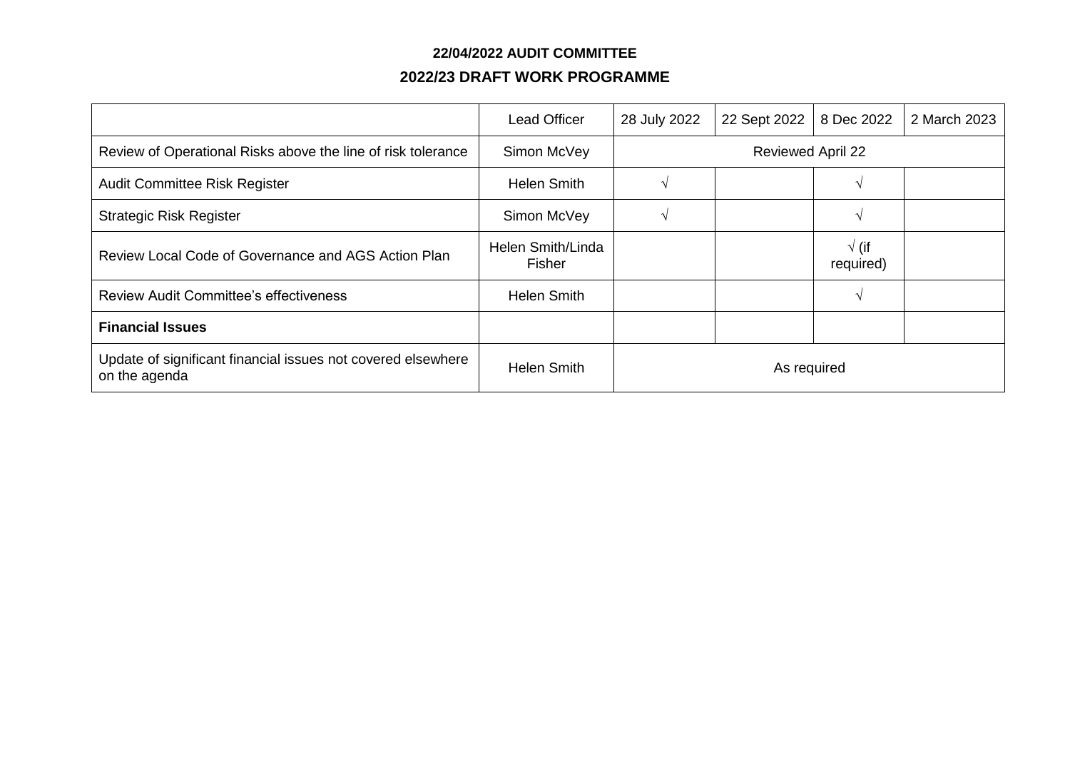**22/04/2022 AUDIT COMMITTEE**

**2022/23 DRAFT WORK PROGRAMME**

| | Lead Officer | 28 July 2022 | 22 Sept 2022 | 8 Dec 2022 | 2 March 2023 |
|---|---|---|---|---|---|
| Review of Operational Risks above the line of risk tolerance | Simon McVey | Reviewed April 22 | | | |
| Audit Committee Risk Register | Helen Smith | √ | | √ | |
| Strategic Risk Register | Simon McVey | √ | | √ | |
| Review Local Code of Governance and AGS Action Plan | Helen Smith/Linda Fisher | | | √ (if required) | |
| Review Audit Committee's effectiveness | Helen Smith | | | √ | |
| **Financial Issues** | | | | | |
| Update of significant financial issues not covered elsewhere on the agenda | Helen Smith | As required | | | |